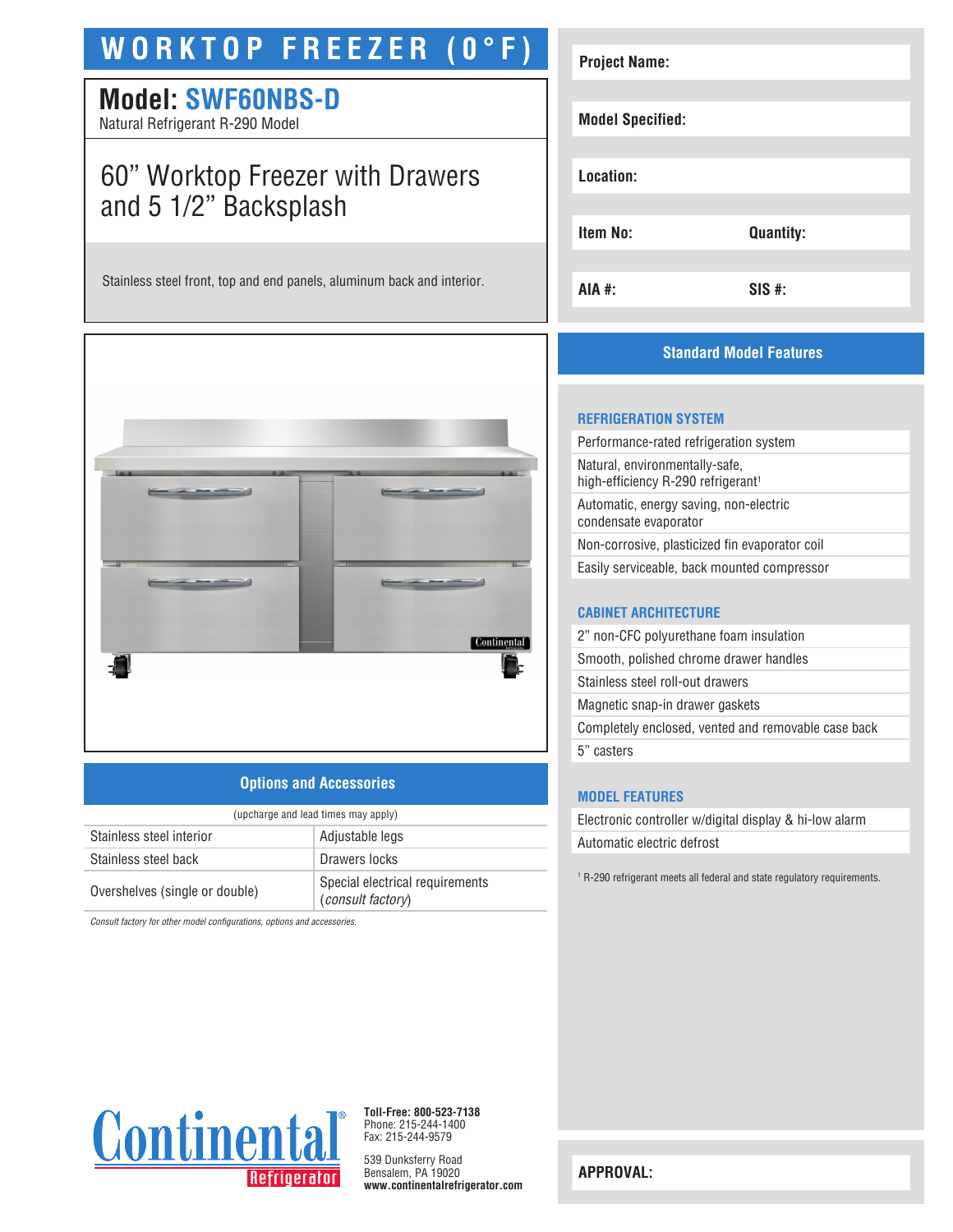# WORKTOP FREEZER (0°F)

## Model: SWF60NBS-D

Natural Refrigerant R-290 Model

## 60" Worktop Freezer with Drawers and 5 1/2" Backsplash

Stainless steel front, top and end panels, aluminum back and interior.

| Project Name: | |
|---|---|
| Model Specified: | |
| Location: | |
| Item No: | Quantity: |
| AIA #: | SIS #: |

## Standard Model Features

### REFRIGERATION SYSTEM

- Performance-rated refrigeration system
- Natural, environmentally-safe, high-efficiency R-290 refrigerant[1]
- Automatic, energy saving, non-electric condensate evaporator
- Non-corrosive, plasticized fin evaporator coil
- Easily serviceable, back mounted compressor

### CABINET ARCHITECTURE

- 2" non-CFC polyurethane foam insulation
- Smooth, polished chrome drawer handles
- Stainless steel roll-out drawers
- Magnetic snap-in drawer gaskets
- Completely enclosed, vented and removable case back
- 5" casters

### MODEL FEATURES

- Electronic controller w/digital display & hi-low alarm
- Automatic electric defrost

[1] R-290 refrigerant meets all federal and state regulatory requirements.

## Options and Accessories

(upcharge and lead times may apply)

| | |
|---|---|
| Stainless steel interior | Adjustable legs |
| Stainless steel back | Drawers locks |
| Overshelves (single or double) | Special electrical requirements (*consult factory*) |

*Consult factory for other model configurations, options and accessories.*

Continental Refrigerator

**Toll-Free: 800-523-7138**
Phone: 215-244-1400
Fax: 215-244-9579

539 Dunksferry Road
Bensalem, PA 19020
**www.continentalrefrigerator.com**

**APPROVAL:**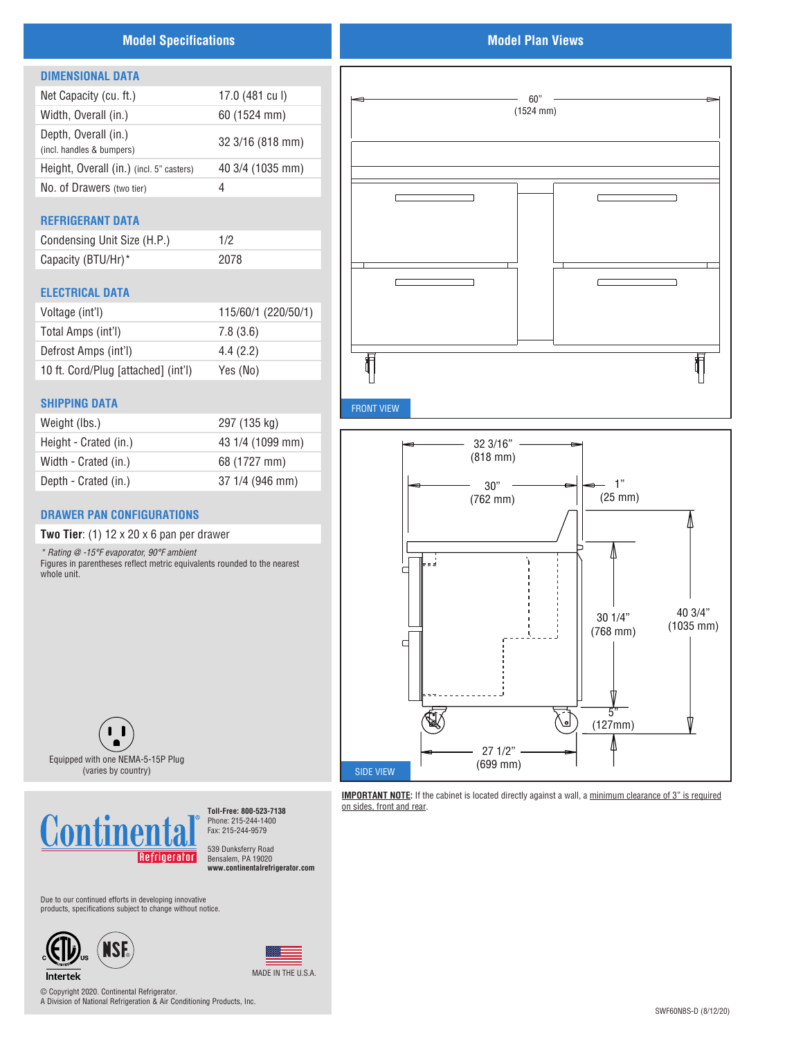## Model Specifications

### DIMENSIONAL DATA

| | |
|---|---|
| Net Capacity (cu. ft.) | 17.0 (481 cu l) |
| Width, Overall (in.) | 60 (1524 mm) |
| Depth, Overall (in.) (incl. handles & bumpers) | 32 3/16 (818 mm) |
| Height, Overall (in.) (incl. 5" casters) | 40 3/4 (1035 mm) |
| No. of Drawers (two tier) | 4 |

### REFRIGERANT DATA

| | |
|---|---|
| Condensing Unit Size (H.P.) | 1/2 |
| Capacity (BTU/Hr)* | 2078 |

### ELECTRICAL DATA

| | |
|---|---|
| Voltage (int'l) | 115/60/1 (220/50/1) |
| Total Amps (int'l) | 7.8 (3.6) |
| Defrost Amps (int'l) | 4.4 (2.2) |
| 10 ft. Cord/Plug [attached] (int'l) | Yes (No) |

### SHIPPING DATA

| | |
|---|---|
| Weight (lbs.) | 297 (135 kg) |
| Height - Crated (in.) | 43 1/4 (1099 mm) |
| Width - Crated (in.) | 68 (1727 mm) |
| Depth - Crated (in.) | 37 1/4 (946 mm) |

### DRAWER PAN CONFIGURATIONS

**Two Tier**: (1) 12 x 20 x 6 pan per drawer

*\* Rating @ -15°F evaporator, 90°F ambient*

Figures in parentheses reflect metric equivalents rounded to the nearest whole unit.

Equipped with one NEMA-5-15P Plug (varies by country)

**Continental Refrigerator**

**Toll-Free: 800-523-7138**
Phone: 215-244-1400
Fax: 215-244-9579

539 Dunksferry Road
Bensalem, PA 19020
**www.continentalrefrigerator.com**

Due to our continued efforts in developing innovative products, specifications subject to change without notice.

Intertek

MADE IN THE U.S.A.

© Copyright 2020. Continental Refrigerator.
A Division of National Refrigeration & Air Conditioning Products, Inc.

## Model Plan Views

60"
(1524 mm)

FRONT VIEW

32 3/16"
(818 mm)

30"
(762 mm)

1"
(25 mm)

30 1/4"
(768 mm)

40 3/4"
(1035 mm)

5"
(127mm)

27 1/2"
(699 mm)

SIDE VIEW

**IMPORTANT NOTE:** If the cabinet is located directly against a wall, a minimum clearance of 3" is required on sides, front and rear.

SWF60NBS-D (8/12/20)